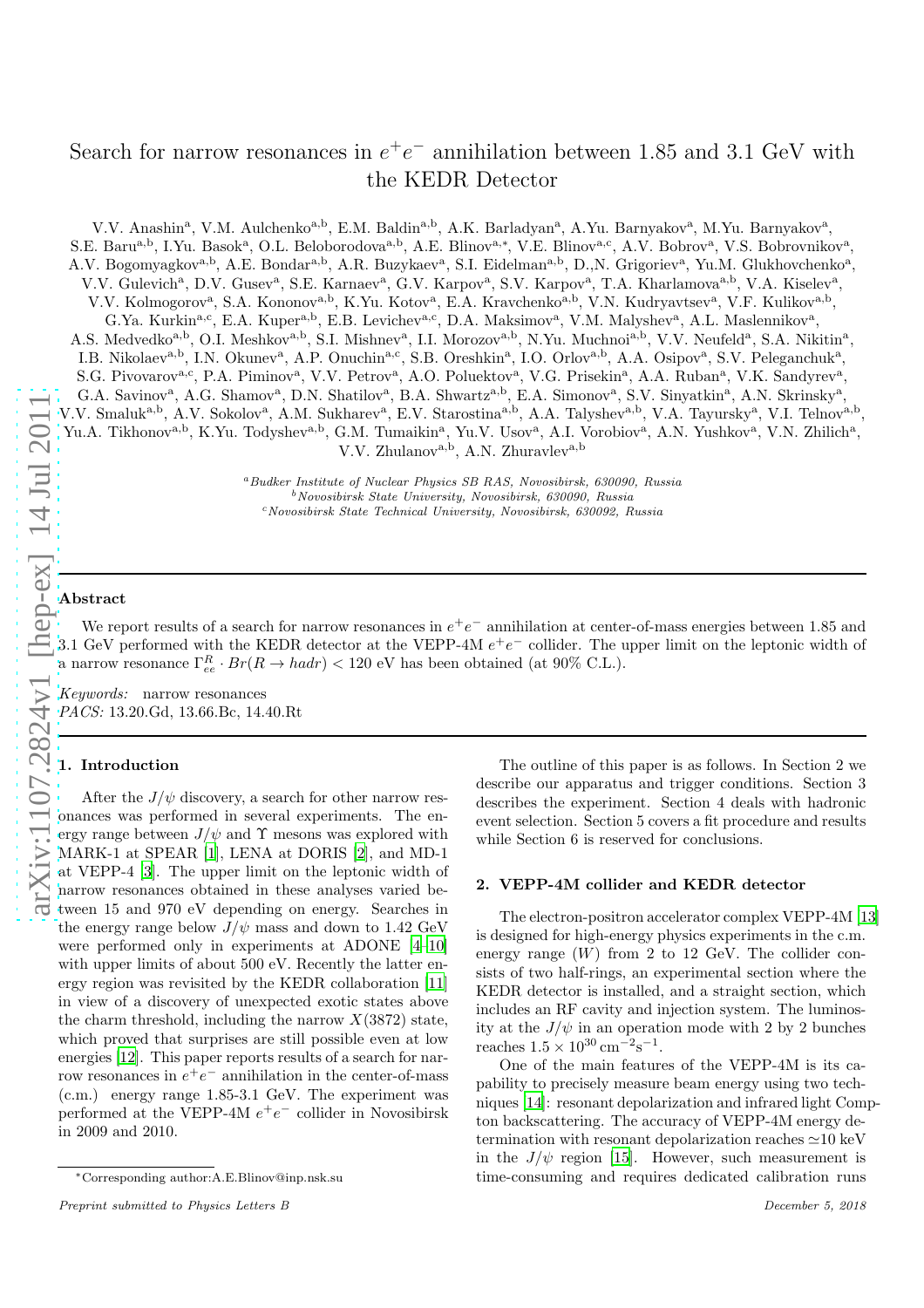# Search for narrow resonances in $e^+e^-$ annihilation between 1.85 and 3.1 GeV with the KEDR Detector

V.V. Anashin[a], V.M. Aulchenko[a,b], E.M. Baldin[a,b], A.K. Barladyan[a], A.Yu. Barnyakov[a], M.Yu. Barnyakov[a], S.E. Baru[a,b], I.Yu. Basok[a], O.L. Beloborodova[a,b], A.E. Blinov[a,*], V.E. Blinov[a,c], A.V. Bobrov[a], V.S. Bobrovnikov[a], A.V. Bogomyagkov[a,b], A.E. Bondar[a,b], A.R. Buzykaev[a], S.I. Eidelman[a,b], D.,N. Grigoriev[a], Yu.M. Glukhovchenko[a], V.V. Gulevich[a], D.V. Gusev[a], S.E. Karnaev[a], G.V. Karpov[a], S.V. Karpov[a], T.A. Kharlamova[a,b], V.A. Kiselev[a], V.V. Kolmogorov[a], S.A. Kononov[a,b], K.Yu. Kotov[a], E.A. Kravchenko[a,b], V.N. Kudryavtsev[a], V.F. Kulikov[a,b], G.Ya. Kurkin[a,c], E.A. Kuper[a,b], E.B. Levichev[a,c], D.A. Maksimov[a], V.M. Malyshev[a], A.L. Maslennikov[a], A.S. Medvedko[a,b], O.I. Meshkov[a,b], S.I. Mishnev[a], I.I. Morozov[a,b], N.Yu. Muchnoi[a,b], V.V. Neufeld[a], S.A. Nikitin[a], I.B. Nikolaev[a,b], I.N. Okunev[a], A.P. Onuchin[a,c], S.B. Oreshkin[a], I.O. Orlov[a,b], A.A. Osipov[a], S.V. Peleganchuk[a], S.G. Pivovarov[a,c], P.A. Piminov[a], V.V. Petrov[a], A.O. Poluektov[a], V.G. Prisekin[a], A.A. Ruban[a], V.K. Sandyrev[a], G.A. Savinov[a], A.G. Shamov[a], D.N. Shatilov[a], B.A. Shwartz[a,b], E.A. Simonov[a], S.V. Sinyatkin[a], A.N. Skrinsky[a], V.V. Smaluk[a,b], A.V. Sokolov[a], A.M. Sukharev[a], E.V. Starostina[a,b], A.A. Talyshev[a,b], V.A. Tayursky[a], V.I. Telnov[a,b], Yu.A. Tikhonov[a,b], K.Yu. Todyshev[a,b], G.M. Tumaikin[a], Yu.V. Usov[a], A.I. Vorobiov[a], A.N. Yushkov[a], V.N. Zhilich[a], V.V. Zhulanov[a,b], A.N. Zhuravlev[a,b]

[a] *Budker Institute of Nuclear Physics SB RAS, Novosibirsk, 630090, Russia*
[b] *Novosibirsk State University, Novosibirsk, 630090, Russia*
[c] *Novosibirsk State Technical University, Novosibirsk, 630092, Russia*

---

**Abstract**

We report results of a search for narrow resonances in $e^+e^-$ annihilation at center-of-mass energies between 1.85 and 3.1 GeV performed with the KEDR detector at the VEPP-4M $e^+e^-$ collider. The upper limit on the leptonic width of a narrow resonance $\Gamma^R_{ee} \cdot Br(R \to hadr) < 120$ eV has been obtained (at 90% C.L.).

*Keywords:* narrow resonances
*PACS:* 13.20.Gd, 13.66.Bc, 14.40.Rt

---

## 1. Introduction

After the $J/\psi$ discovery, a search for other narrow resonances was performed in several experiments. The energy range between $J/\psi$ and $\Upsilon$ mesons was explored with MARK-1 at SPEAR [1], LENA at DORIS [2], and MD-1 at VEPP-4 [3]. The upper limit on the leptonic width of narrow resonances obtained in these analyses varied between 15 and 970 eV depending on energy. Searches in the energy range below $J/\psi$ mass and down to 1.42 GeV were performed only in experiments at ADONE [4–10] with upper limits of about 500 eV. Recently the latter energy region was revisited by the KEDR collaboration [11] in view of a discovery of unexpected exotic states above the charm threshold, including the narrow $X(3872)$ state, which proved that surprises are still possible even at low energies [12]. This paper reports results of a search for narrow resonances in $e^+e^-$ annihilation in the center-of-mass (c.m.) energy range 1.85-3.1 GeV. The experiment was performed at the VEPP-4M $e^+e^-$ collider in Novosibirsk in 2009 and 2010.

The outline of this paper is as follows. In Section 2 we describe our apparatus and trigger conditions. Section 3 describes the experiment. Section 4 deals with hadronic event selection. Section 5 covers a fit procedure and results while Section 6 is reserved for conclusions.

## 2. VEPP-4M collider and KEDR detector

The electron-positron accelerator complex VEPP-4M [13] is designed for high-energy physics experiments in the c.m. energy range ($W$) from 2 to 12 GeV. The collider consists of two half-rings, an experimental section where the KEDR detector is installed, and a straight section, which includes an RF cavity and injection system. The luminosity at the $J/\psi$ in an operation mode with 2 by 2 bunches reaches $1.5 \times 10^{30}\,\mathrm{cm}^{-2}\mathrm{s}^{-1}$.

One of the main features of the VEPP-4M is its capability to precisely measure beam energy using two techniques [14]: resonant depolarization and infrared light Compton backscattering. The accuracy of VEPP-4M energy determination with resonant depolarization reaches $\simeq$10 keV in the $J/\psi$ region [15]. However, such measurement is time-consuming and requires dedicated calibration runs

---

*Corresponding author:A.E.Blinov@inp.nsk.su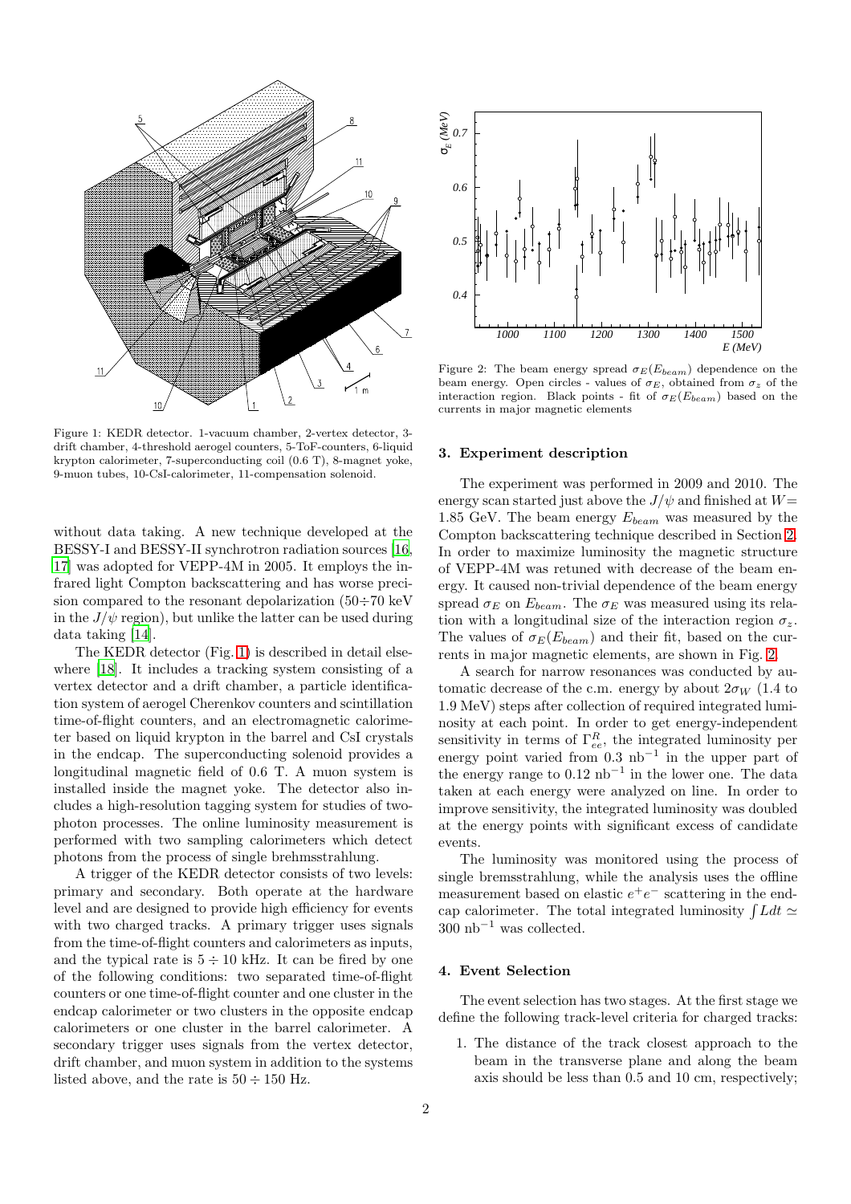Figure 1: KEDR detector. 1-vacuum chamber, 2-vertex detector, 3-drift chamber, 4-threshold aerogel counters, 5-ToF-counters, 6-liquid krypton calorimeter, 7-superconducting coil (0.6 T), 8-magnet yoke, 9-muon tubes, 10-CsI-calorimeter, 11-compensation solenoid.

without data taking. A new technique developed at the BESSY-I and BESSY-II synchrotron radiation sources [16, 17] was adopted for VEPP-4M in 2005. It employs the infrared light Compton backscattering and has worse precision compared to the resonant depolarization (50÷70 keV in the $J/\psi$ region), but unlike the latter can be used during data taking [14].

The KEDR detector (Fig. 1) is described in detail elsewhere [18]. It includes a tracking system consisting of a vertex detector and a drift chamber, a particle identification system of aerogel Cherenkov counters and scintillation time-of-flight counters, and an electromagnetic calorimeter based on liquid krypton in the barrel and CsI crystals in the endcap. The superconducting solenoid provides a longitudinal magnetic field of 0.6 T. A muon system is installed inside the magnet yoke. The detector also includes a high-resolution tagging system for studies of two-photon processes. The online luminosity measurement is performed with two sampling calorimeters which detect photons from the process of single brehmsstrahlung.

A trigger of the KEDR detector consists of two levels: primary and secondary. Both operate at the hardware level and are designed to provide high efficiency for events with two charged tracks. A primary trigger uses signals from the time-of-flight counters and calorimeters as inputs, and the typical rate is $5 \div 10$ kHz. It can be fired by one of the following conditions: two separated time-of-flight counters or one time-of-flight counter and one cluster in the endcap calorimeter or two clusters in the opposite endcap calorimeters or one cluster in the barrel calorimeter. A secondary trigger uses signals from the vertex detector, drift chamber, and muon system in addition to the systems listed above, and the rate is $50 \div 150$ Hz.

Figure 2: The beam energy spread $\sigma_E(E_{beam})$ dependence on the beam energy. Open circles - values of $\sigma_E$, obtained from $\sigma_z$ of the interaction region. Black points - fit of $\sigma_E(E_{beam})$ based on the currents in major magnetic elements

## 3. Experiment description

The experiment was performed in 2009 and 2010. The energy scan started just above the $J/\psi$ and finished at $W =$ 1.85 GeV. The beam energy $E_{beam}$ was measured by the Compton backscattering technique described in Section 2. In order to maximize luminosity the magnetic structure of VEPP-4M was retuned with decrease of the beam energy. It caused non-trivial dependence of the beam energy spread $\sigma_E$ on $E_{beam}$. The $\sigma_E$ was measured using its relation with a longitudinal size of the interaction region $\sigma_z$. The values of $\sigma_E(E_{beam})$ and their fit, based on the currents in major magnetic elements, are shown in Fig. 2.

A search for narrow resonances was conducted by automatic decrease of the c.m. energy by about $2\sigma_W$ (1.4 to 1.9 MeV) steps after collection of required integrated luminosity at each point. In order to get energy-independent sensitivity in terms of $\Gamma^R_{ee}$, the integrated luminosity per energy point varied from 0.3 nb$^{-1}$ in the upper part of the energy range to 0.12 nb$^{-1}$ in the lower one. The data taken at each energy were analyzed on line. In order to improve sensitivity, the integrated luminosity was doubled at the energy points with significant excess of candidate events.

The luminosity was monitored using the process of single bremsstrahlung, while the analysis uses the offline measurement based on elastic $e^+e^-$ scattering in the endcap calorimeter. The total integrated luminosity $\int Ldt \simeq$ 300 nb$^{-1}$ was collected.

## 4. Event Selection

The event selection has two stages. At the first stage we define the following track-level criteria for charged tracks:

1. The distance of the track closest approach to the beam in the transverse plane and along the beam axis should be less than 0.5 and 10 cm, respectively;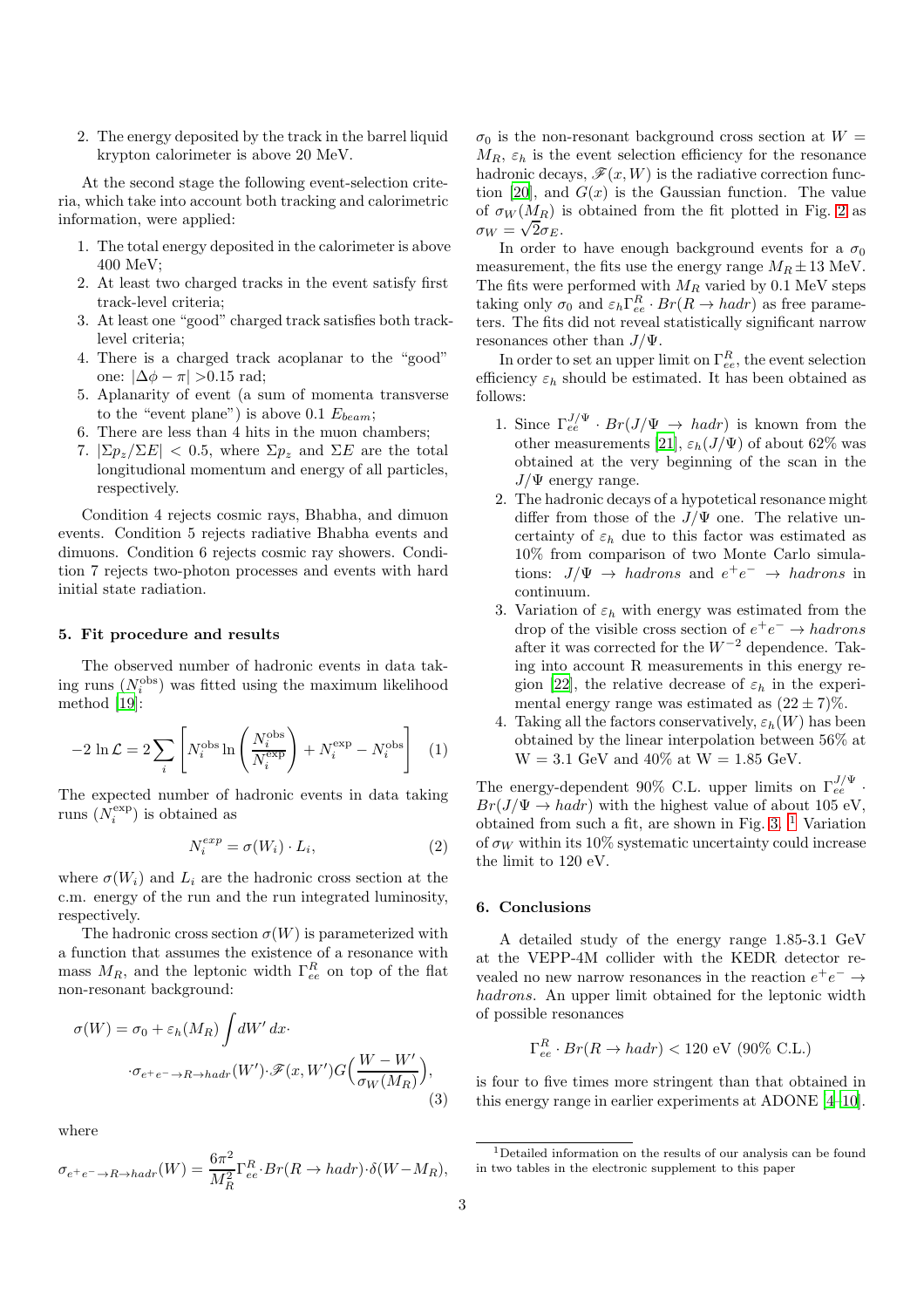2. The energy deposited by the track in the barrel liquid krypton calorimeter is above 20 MeV.

At the second stage the following event-selection criteria, which take into account both tracking and calorimetric information, were applied:

1. The total energy deposited in the calorimeter is above 400 MeV;
2. At least two charged tracks in the event satisfy first track-level criteria;
3. At least one "good" charged track satisfies both track-level criteria;
4. There is a charged track acoplanar to the "good" one: $|\Delta\phi - \pi| > 0.15$ rad;
5. Aplanarity of event (a sum of momenta transverse to the "event plane") is above 0.1 $E_{beam}$;
6. There are less than 4 hits in the muon chambers;
7. $|\Sigma p_z/\Sigma E| < 0.5$, where $\Sigma p_z$ and $\Sigma E$ are the total longitudinal momentum and energy of all particles, respectively.

Condition 4 rejects cosmic rays, Bhabha, and dimuon events. Condition 5 rejects radiative Bhabha events and dimuons. Condition 6 rejects cosmic ray showers. Condition 7 rejects two-photon processes and events with hard initial state radiation.

## 5. Fit procedure and results

The observed number of hadronic events in data taking runs ($N_i^{\rm obs}$) was fitted using the maximum likelihood method [19]:

$$-2\ln\mathcal{L} = 2\sum_i \left[ N_i^{\rm obs} \ln\left(\frac{N_i^{\rm obs}}{N_i^{\rm exp}}\right) + N_i^{\rm exp} - N_i^{\rm obs} \right] \quad (1)$$

The expected number of hadronic events in data taking runs ($N_i^{\rm exp}$) is obtained as

$$N_i^{exp} = \sigma(W_i) \cdot L_i, \quad (2)$$

where $\sigma(W_i)$ and $L_i$ are the hadronic cross section at the c.m. energy of the run and the run integrated luminosity, respectively.

The hadronic cross section $\sigma(W)$ is parameterized with a function that assumes the existence of a resonance with mass $M_R$, and the leptonic width $\Gamma_{ee}^R$ on top of the flat non-resonant background:

$$\sigma(W) = \sigma_0 + \varepsilon_h(M_R) \int dW'\,dx \cdot \\ \cdot \sigma_{e^+e^- \to R \to hadr}(W') \cdot \mathscr{F}(x, W') G\Big(\frac{W - W'}{\sigma_W(M_R)}\Big), \quad (3)$$

where

$$\sigma_{e^+e^- \to R \to hadr}(W) = \frac{6\pi^2}{M_R^2}\Gamma_{ee}^R \cdot Br(R \to hadr) \cdot \delta(W - M_R),$$

$\sigma_0$ is the non-resonant background cross section at $W = M_R$, $\varepsilon_h$ is the event selection efficiency for the resonance hadronic decays, $\mathscr{F}(x, W)$ is the radiative correction function [20], and $G(x)$ is the Gaussian function. The value of $\sigma_W(M_R)$ is obtained from the fit plotted in Fig. 2 as $\sigma_W = \sqrt{2}\sigma_E$.

In order to have enough background events for a $\sigma_0$ measurement, the fits use the energy range $M_R \pm 13$ MeV. The fits were performed with $M_R$ varied by 0.1 MeV steps taking only $\sigma_0$ and $\varepsilon_h \Gamma_{ee}^R \cdot Br(R \to hadr)$ as free parameters. The fits did not reveal statistically significant narrow resonances other than $J/\Psi$.

In order to set an upper limit on $\Gamma_{ee}^R$, the event selection efficiency $\varepsilon_h$ should be estimated. It has been obtained as follows:

1. Since $\Gamma_{ee}^{J/\Psi} \cdot Br(J/\Psi \to hadr)$ is known from the other measurements [21], $\varepsilon_h(J/\Psi)$ of about 62% was obtained at the very beginning of the scan in the $J/\Psi$ energy range.
2. The hadronic decays of a hypotetical resonance might differ from those of the $J/\Psi$ one. The relative uncertainty of $\varepsilon_h$ due to this factor was estimated as 10% from comparison of two Monte Carlo simulations: $J/\Psi \to hadrons$ and $e^+e^- \to hadrons$ in continuum.
3. Variation of $\varepsilon_h$ with energy was estimated from the drop of the visible cross section of $e^+e^- \to hadrons$ after it was corrected for the $W^{-2}$ dependence. Taking into account R measurements in this energy region [22], the relative decrease of $\varepsilon_h$ in the experimental energy range was estimated as $(22 \pm 7)$%.
4. Taking all the factors conservatively, $\varepsilon_h(W)$ has been obtained by the linear interpolation between 56% at W = 3.1 GeV and 40% at W = 1.85 GeV.

The energy-dependent 90% C.L. upper limits on $\Gamma_{ee}^{J/\Psi} \cdot Br(J/\Psi \to hadr)$ with the highest value of about 105 eV, obtained from such a fit, are shown in Fig. 3. [1] Variation of $\sigma_W$ within its 10% systematic uncertainty could increase the limit to 120 eV.

## 6. Conclusions

A detailed study of the energy range 1.85-3.1 GeV at the VEPP-4M collider with the KEDR detector revealed no new narrow resonances in the reaction $e^+e^- \to hadrons$. An upper limit obtained for the leptonic width of possible resonances

$$\Gamma_{ee}^R \cdot Br(R \to hadr) < 120 \text{ eV (90\% C.L.)}$$

is four to five times more stringent than that obtained in this energy range in earlier experiments at ADONE [4–10].

[1] Detailed information on the results of our analysis can be found in two tables in the electronic supplement to this paper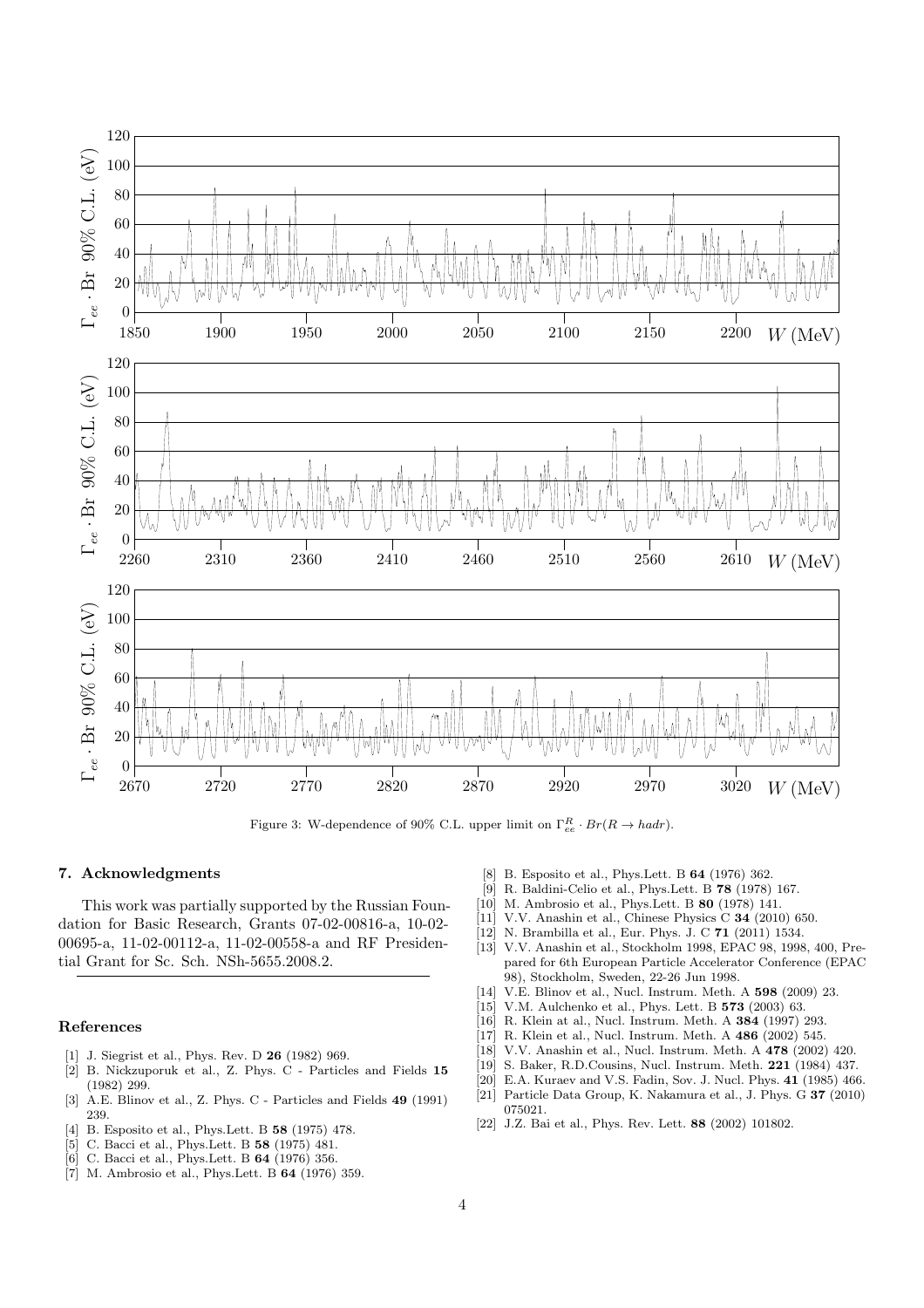120
100
80
60
40
20
0
$\Gamma_{ee} \cdot$ Br 90% C.L. (eV)
1850 1900 1950 2000 2050 2100 2150 2200 $W$ (MeV)

120
100
80
60
40
20
0
$\Gamma_{ee} \cdot$ Br 90% C.L. (eV)
2260 2310 2360 2410 2460 2510 2560 2610 $W$ (MeV)

120
100
80
60
40
20
0
$\Gamma_{ee} \cdot$ Br 90% C.L. (eV)
2670 2720 2770 2820 2870 2920 2970 3020 $W$ (MeV)

Figure 3: W-dependence of 90% C.L. upper limit on $\Gamma^R_{ee} \cdot Br(R \to hadr)$.

## 7. Acknowledgments

This work was partially supported by the Russian Foundation for Basic Research, Grants 07-02-00816-a, 10-02-00695-a, 11-02-00112-a, 11-02-00558-a and RF Presidential Grant for Sc. Sch. NSh-5655.2008.2.

## References

[1] J. Siegrist et al., Phys. Rev. D **26** (1982) 969.
[2] B. Nickzuporuk et al., Z. Phys. C - Particles and Fields **15** (1982) 299.
[3] A.E. Blinov et al., Z. Phys. C - Particles and Fields **49** (1991) 239.
[4] B. Esposito et al., Phys.Lett. B **58** (1975) 478.
[5] C. Bacci et al., Phys.Lett. B **58** (1975) 481.
[6] C. Bacci et al., Phys.Lett. B **64** (1976) 356.
[7] M. Ambrosio et al., Phys.Lett. B **64** (1976) 359.
[8] B. Esposito et al., Phys.Lett. B **64** (1976) 362.
[9] R. Baldini-Celio et al., Phys.Lett. B **78** (1978) 167.
[10] M. Ambrosio et al., Phys.Lett. B **80** (1978) 141.
[11] V.V. Anashin et al., Chinese Physics C **34** (2010) 650.
[12] N. Brambilla et al., Eur. Phys. J. C **71** (2011) 1534.
[13] V.V. Anashin et al., Stockholm 1998, EPAC 98, 1998, 400, Prepared for 6th European Particle Accelerator Conference (EPAC 98), Stockholm, Sweden, 22-26 Jun 1998.
[14] V.E. Blinov et al., Nucl. Instrum. Meth. A **598** (2009) 23.
[15] V.M. Aulchenko et al., Phys. Lett. B **573** (2003) 63.
[16] R. Klein at al., Nucl. Instrum. Meth. A **384** (1997) 293.
[17] R. Klein et al., Nucl. Instrum. Meth. A **486** (2002) 545.
[18] V.V. Anashin et al., Nucl. Instrum. Meth. A **478** (2002) 420.
[19] S. Baker, R.D.Cousins, Nucl. Instrum. Meth. **221** (1984) 437.
[20] E.A. Kuraev and V.S. Fadin, Sov. J. Nucl. Phys. **41** (1985) 466.
[21] Particle Data Group, K. Nakamura et al., J. Phys. G **37** (2010) 075021.
[22] J.Z. Bai et al., Phys. Rev. Lett. **88** (2002) 101802.